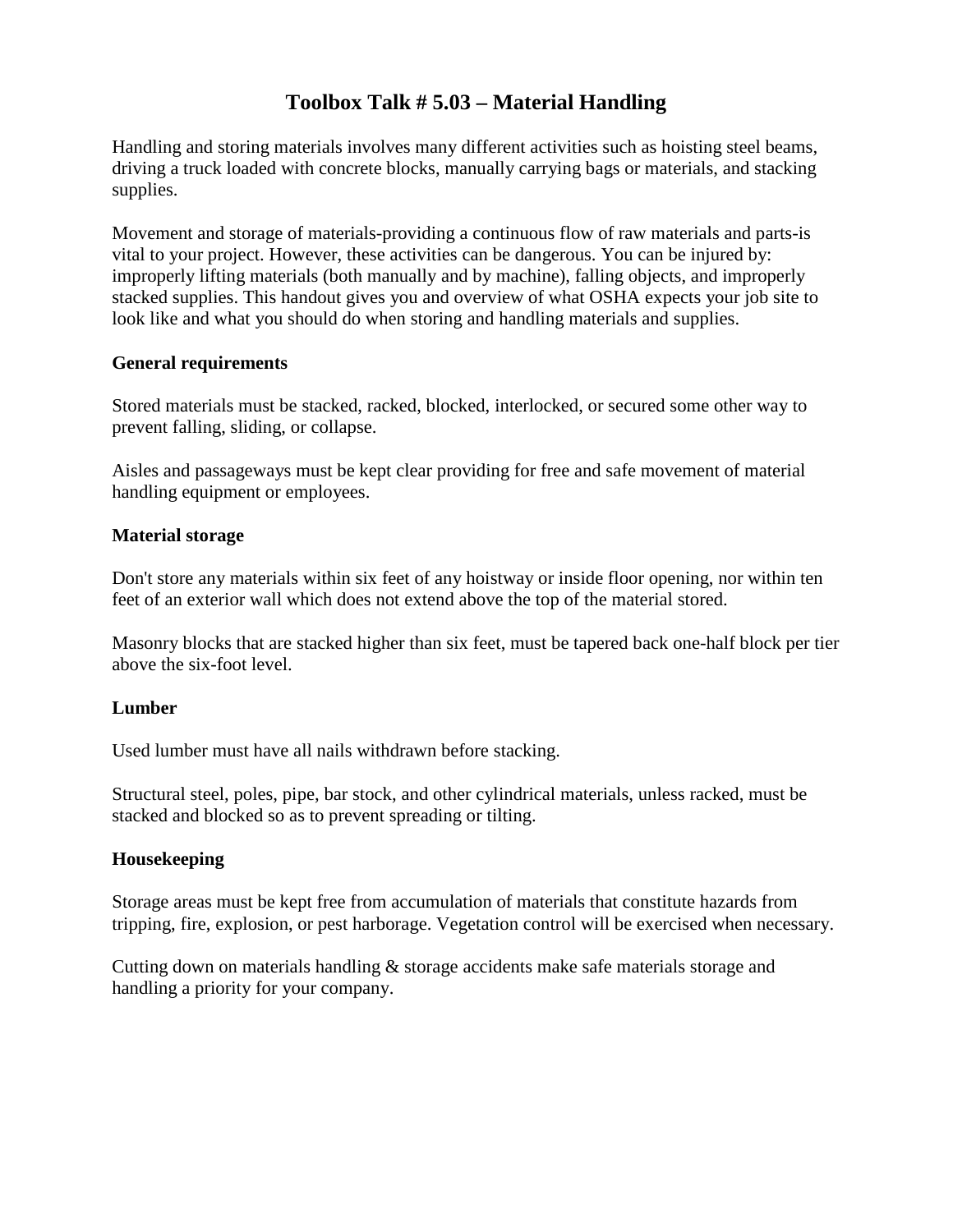# Toolbox Talk # 5.03 – Material Handling

Handling and storing materials involves many different activities such as hoisting steel beams, driving a truck loaded with concrete blocks, manually carrying bags or materials, and stacking supplies.

Movement and storage of materials-providing a continuous flow of raw materials and parts-is vital to your project. However, these activities can be dangerous. You can be injured by: improperly lifting materials (both manually and by machine), falling objects, and improperly stacked supplies. This handout gives you and overview of what OSHA expects your job site to look like and what you should do when storing and handling materials and supplies.

**General requirements**

Stored materials must be stacked, racked, blocked, interlocked, or secured some other way to prevent falling, sliding, or collapse.

Aisles and passageways must be kept clear providing for free and safe movement of material handling equipment or employees.

**Material storage**

Don't store any materials within six feet of any hoistway or inside floor opening, nor within ten feet of an exterior wall which does not extend above the top of the material stored.

Masonry blocks that are stacked higher than six feet, must be tapered back one-half block per tier above the six-foot level.

**Lumber**

Used lumber must have all nails withdrawn before stacking.

Structural steel, poles, pipe, bar stock, and other cylindrical materials, unless racked, must be stacked and blocked so as to prevent spreading or tilting.

**Housekeeping**

Storage areas must be kept free from accumulation of materials that constitute hazards from tripping, fire, explosion, or pest harborage. Vegetation control will be exercised when necessary.

Cutting down on materials handling & storage accidents make safe materials storage and handling a priority for your company.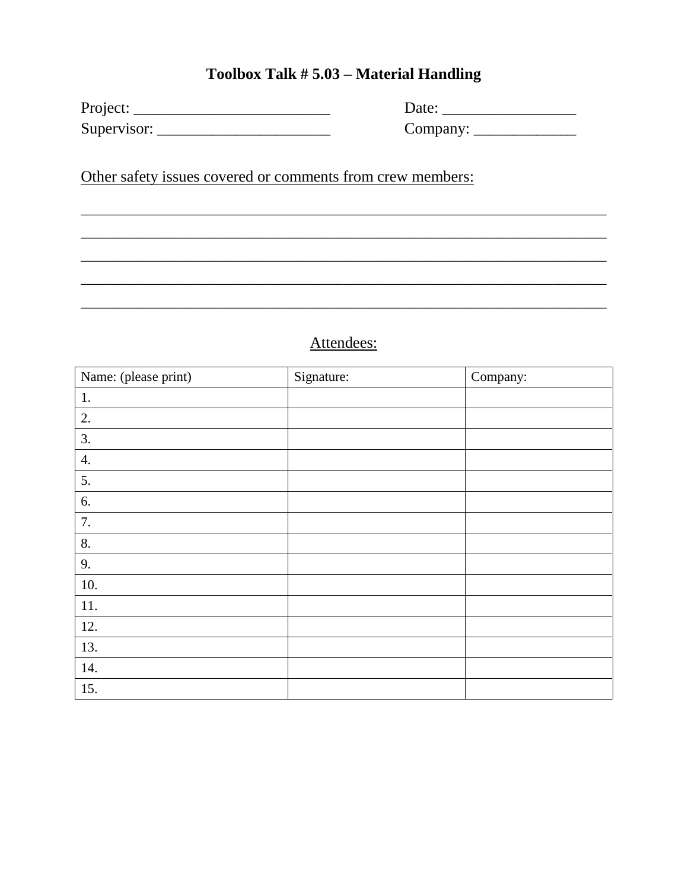# Toolbox Talk # 5.03 – Material Handling

Project: _________________________ Date: _________________

Supervisor: ______________________ Company: _____________

Other safety issues covered or comments from crew members:

___________________________________________________________________________

___________________________________________________________________________

___________________________________________________________________________

___________________________________________________________________________

___________________________________________________________________________

## Attendees:

| Name: (please print) | Signature: | Company: |
|---|---|---|
| 1. | | |
| 2. | | |
| 3. | | |
| 4. | | |
| 5. | | |
| 6. | | |
| 7. | | |
| 8. | | |
| 9. | | |
| 10. | | |
| 11. | | |
| 12. | | |
| 13. | | |
| 14. | | |
| 15. | | |